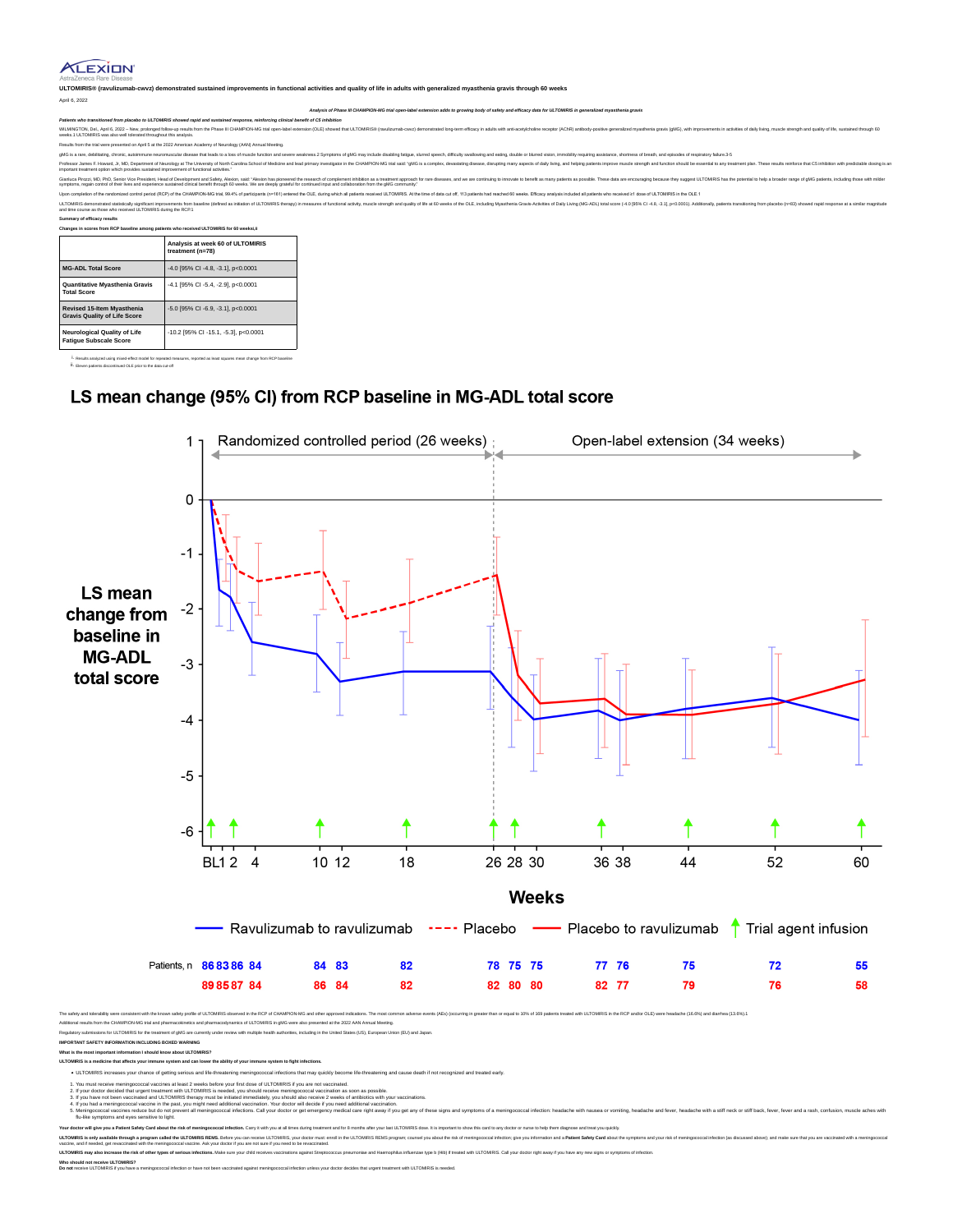

**ULTOMIRIS® (ravulizumab-cwvz) demonstrated sustained improvements in functional activities and quality of life in adults with generalized myasthenia gravis through 60 weeks**

April 6, 2022

**Analysis of Phase III CHAMPION-MG trial open-label extension adds to growing body of safety and efficacy data for ULTOMIRIS in generalized myasthenia gravis**

**Patients who transitioned from placebo to ULTOMIRIS showed rapid and sustained response, reinforcing clinical benefit of C5 inhibition** WIMAGION and the proton of the mail of the Plane III CHAPONAG tai open beleatersin (OLE) showed the ULTOMRIS (avulturable for and although mail effects in and enduce in the computer of the stand mass in the computer of the

on April 5 at the 2022 A

gMG is a rare, debilitating, chronic, autoimmune neuromuscular disease that leads to a loss of muscle function and severe weakness 2 Symptoms of gMG may include disabling fatigue, slurred speech, difficulty swallowing and

Professor James F. Howard, Jr, MD, Department of Neurology at The University of North Carolina School of Medicine and lead primary investigator in the CHAMPION-MG trial said: "gMG is a complex, devastating disease, disrupt important treatment option which provides sustained improvement of functional activities." Gianluca Pirozzi, MD, PhD, Senior Vice President, Head of Development and Safety, Alexion, said: "Alexion, said: "Alexion has pieneered the research of complement inhibition as a treatment approach for rare diseases, and w

symptoms, regain control of their lives and experience sustained clinical benefit through 60 weeks. We are deeply grateful for continued input and collaboration from the gMG community."

Upon completion of the randomized control period (RCP) of the CHAMPION-MG trial, 99.4% of participants (n=161) entered the OLE, during which all patients received ULTOMRIS. At the time of data cut off, 113 patients had rea ULTOMIRIS demonstrated statistically significant improvements from baseline (defined as initiation of ULTOMIRIS therapy) in measures of functional activity, muscle strength and quality of life at 60 weeks of the OLE, inclu and time course as those who received ULTOMIRIS during the RCP.1

| Summary of efficacy results |  |
|-----------------------------|--|
|                             |  |

| Changes in scores from RCP baseline among patients who received ULTOMIRIS for 60 weeksi.ii |                                                      |  |
|--------------------------------------------------------------------------------------------|------------------------------------------------------|--|
|                                                                                            | Analysis at week 60 of ULTOMIRIS<br>treatment (n=78) |  |
| <b>MG-ADL Total Score</b>                                                                  | -4.0 [95% CI -4.8. -3.1], p<0.0001                   |  |
| Quantitative Mvasthenia Gravis<br><b>Total Score</b>                                       | -4.1 [95% CI -5.4. -2.9], p<0.0001                   |  |
| <b>Revised 15-Item Myasthenia</b><br><b>Gravis Quality of Life Score</b>                   | -5.0 [95% CI -6.9. -3.1], p<0.0001                   |  |
| <b>Neurological Quality of Life</b><br><b>Fatique Subscale Score</b>                       | -10.2 [95% CI-15.1, -5.3], p<0.0001                  |  |

i. Results analyzed using mixed-effect model for repeated measures, reported as least squares mean change from RCP baseline II. Eleven patients discontinued OLE prior to the data cut-off

# LS mean change (95% CI) from RCP baseline in MG-ADL total score



Who should not receive ULTOMIRIS?<br>Do not receive ULTOMIRIS if you have a meningococal infection or have not been vaccinated against meningococal infection unless your doctor decides that urgent treatment with ULTOMIRIS is